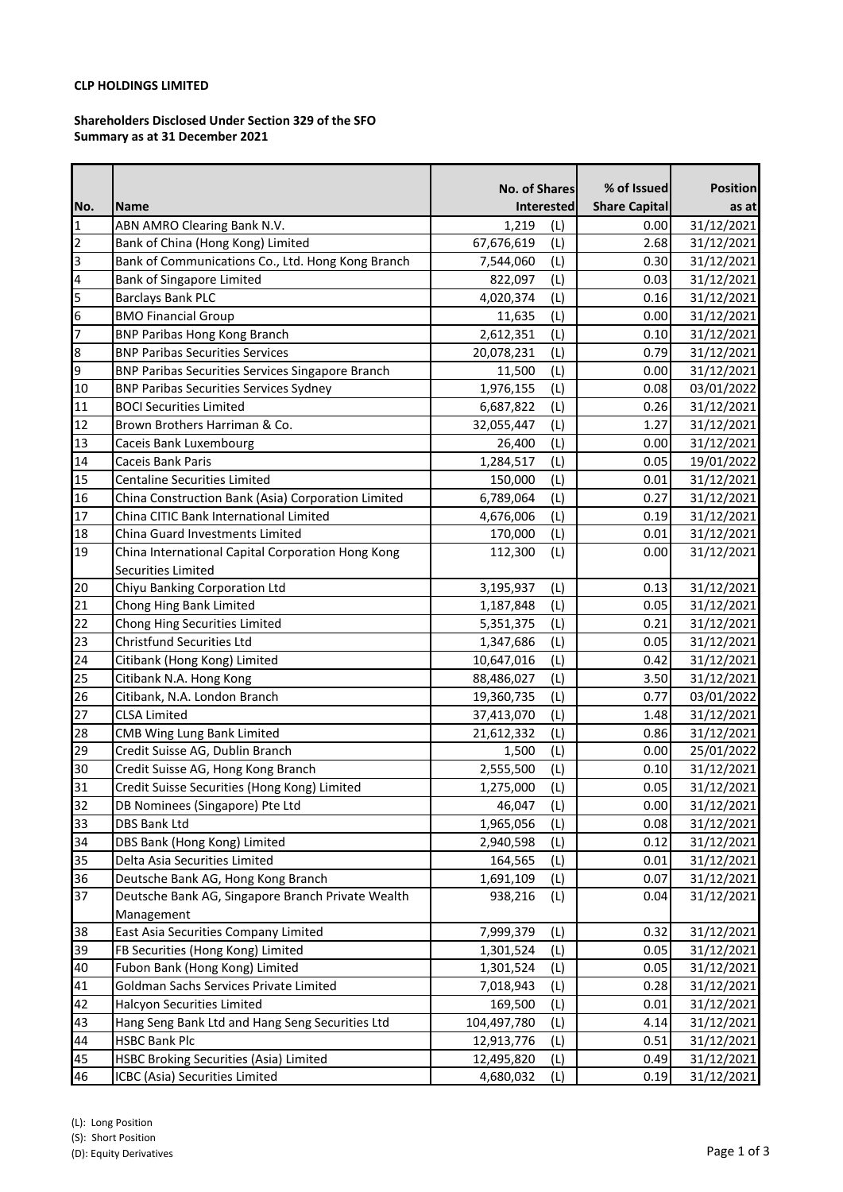**CLP HOLDINGS LIMITED**

**Shareholders Disclosed Under Section 329 of the SFO**
**Summary as at 31 December 2021**

| No. | Name | No. of Shares Interested | | % of Issued Share Capital | Position as at |
|---|---|---|---|---|---|
| 1 | ABN AMRO Clearing Bank N.V. | 1,219 | (L) | 0.00 | 31/12/2021 |
| 2 | Bank of China (Hong Kong) Limited | 67,676,619 | (L) | 2.68 | 31/12/2021 |
| 3 | Bank of Communications Co., Ltd. Hong Kong Branch | 7,544,060 | (L) | 0.30 | 31/12/2021 |
| 4 | Bank of Singapore Limited | 822,097 | (L) | 0.03 | 31/12/2021 |
| 5 | Barclays Bank PLC | 4,020,374 | (L) | 0.16 | 31/12/2021 |
| 6 | BMO Financial Group | 11,635 | (L) | 0.00 | 31/12/2021 |
| 7 | BNP Paribas Hong Kong Branch | 2,612,351 | (L) | 0.10 | 31/12/2021 |
| 8 | BNP Paribas Securities Services | 20,078,231 | (L) | 0.79 | 31/12/2021 |
| 9 | BNP Paribas Securities Services Singapore Branch | 11,500 | (L) | 0.00 | 31/12/2021 |
| 10 | BNP Paribas Securities Services Sydney | 1,976,155 | (L) | 0.08 | 03/01/2022 |
| 11 | BOCI Securities Limited | 6,687,822 | (L) | 0.26 | 31/12/2021 |
| 12 | Brown Brothers Harriman & Co. | 32,055,447 | (L) | 1.27 | 31/12/2021 |
| 13 | Caceis Bank Luxembourg | 26,400 | (L) | 0.00 | 31/12/2021 |
| 14 | Caceis Bank Paris | 1,284,517 | (L) | 0.05 | 19/01/2022 |
| 15 | Centaline Securities Limited | 150,000 | (L) | 0.01 | 31/12/2021 |
| 16 | China Construction Bank (Asia) Corporation Limited | 6,789,064 | (L) | 0.27 | 31/12/2021 |
| 17 | China CITIC Bank International Limited | 4,676,006 | (L) | 0.19 | 31/12/2021 |
| 18 | China Guard Investments Limited | 170,000 | (L) | 0.01 | 31/12/2021 |
| 19 | China International Capital Corporation Hong Kong Securities Limited | 112,300 | (L) | 0.00 | 31/12/2021 |
| 20 | Chiyu Banking Corporation Ltd | 3,195,937 | (L) | 0.13 | 31/12/2021 |
| 21 | Chong Hing Bank Limited | 1,187,848 | (L) | 0.05 | 31/12/2021 |
| 22 | Chong Hing Securities Limited | 5,351,375 | (L) | 0.21 | 31/12/2021 |
| 23 | Christfund Securities Ltd | 1,347,686 | (L) | 0.05 | 31/12/2021 |
| 24 | Citibank (Hong Kong) Limited | 10,647,016 | (L) | 0.42 | 31/12/2021 |
| 25 | Citibank N.A. Hong Kong | 88,486,027 | (L) | 3.50 | 31/12/2021 |
| 26 | Citibank, N.A. London Branch | 19,360,735 | (L) | 0.77 | 03/01/2022 |
| 27 | CLSA Limited | 37,413,070 | (L) | 1.48 | 31/12/2021 |
| 28 | CMB Wing Lung Bank Limited | 21,612,332 | (L) | 0.86 | 31/12/2021 |
| 29 | Credit Suisse AG, Dublin Branch | 1,500 | (L) | 0.00 | 25/01/2022 |
| 30 | Credit Suisse AG, Hong Kong Branch | 2,555,500 | (L) | 0.10 | 31/12/2021 |
| 31 | Credit Suisse Securities (Hong Kong) Limited | 1,275,000 | (L) | 0.05 | 31/12/2021 |
| 32 | DB Nominees (Singapore) Pte Ltd | 46,047 | (L) | 0.00 | 31/12/2021 |
| 33 | DBS Bank Ltd | 1,965,056 | (L) | 0.08 | 31/12/2021 |
| 34 | DBS Bank (Hong Kong) Limited | 2,940,598 | (L) | 0.12 | 31/12/2021 |
| 35 | Delta Asia Securities Limited | 164,565 | (L) | 0.01 | 31/12/2021 |
| 36 | Deutsche Bank AG, Hong Kong Branch | 1,691,109 | (L) | 0.07 | 31/12/2021 |
| 37 | Deutsche Bank AG, Singapore Branch Private Wealth Management | 938,216 | (L) | 0.04 | 31/12/2021 |
| 38 | East Asia Securities Company Limited | 7,999,379 | (L) | 0.32 | 31/12/2021 |
| 39 | FB Securities (Hong Kong) Limited | 1,301,524 | (L) | 0.05 | 31/12/2021 |
| 40 | Fubon Bank (Hong Kong) Limited | 1,301,524 | (L) | 0.05 | 31/12/2021 |
| 41 | Goldman Sachs Services Private Limited | 7,018,943 | (L) | 0.28 | 31/12/2021 |
| 42 | Halcyon Securities Limited | 169,500 | (L) | 0.01 | 31/12/2021 |
| 43 | Hang Seng Bank Ltd and Hang Seng Securities Ltd | 104,497,780 | (L) | 4.14 | 31/12/2021 |
| 44 | HSBC Bank Plc | 12,913,776 | (L) | 0.51 | 31/12/2021 |
| 45 | HSBC Broking Securities (Asia) Limited | 12,495,820 | (L) | 0.49 | 31/12/2021 |
| 46 | ICBC (Asia) Securities Limited | 4,680,032 | (L) | 0.19 | 31/12/2021 |

(L): Long Position
(S): Short Position
(D): Equity Derivatives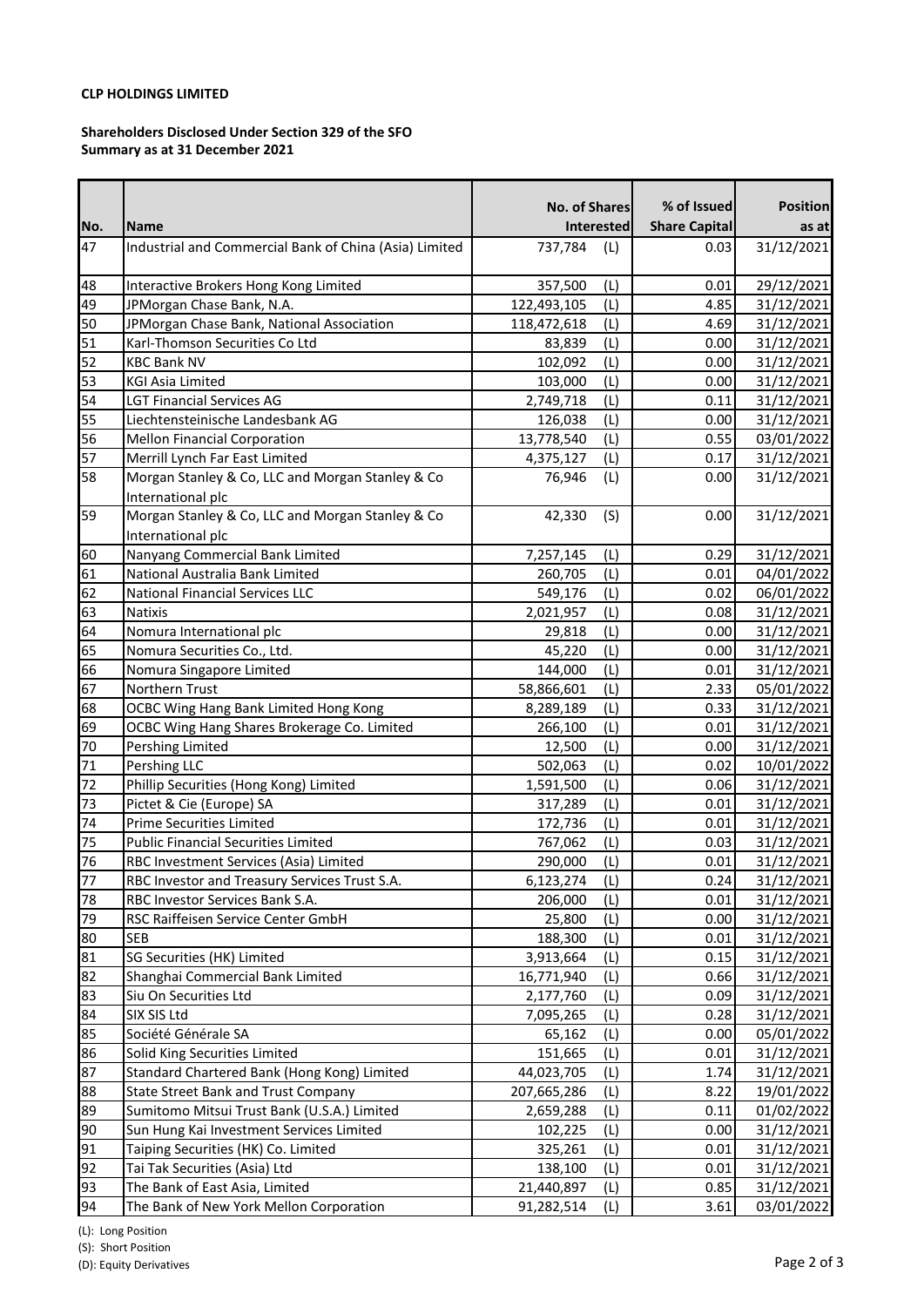**CLP HOLDINGS LIMITED**

**Shareholders Disclosed Under Section 329 of the SFO**
**Summary as at 31 December 2021**

| No. | Name | No. of Shares Interested | | % of Issued Share Capital | Position as at |
|---|---|---|---|---|---|
| 47 | Industrial and Commercial Bank of China (Asia) Limited | 737,784 | (L) | 0.03 | 31/12/2021 |
| 48 | Interactive Brokers Hong Kong Limited | 357,500 | (L) | 0.01 | 29/12/2021 |
| 49 | JPMorgan Chase Bank, N.A. | 122,493,105 | (L) | 4.85 | 31/12/2021 |
| 50 | JPMorgan Chase Bank, National Association | 118,472,618 | (L) | 4.69 | 31/12/2021 |
| 51 | Karl-Thomson Securities Co Ltd | 83,839 | (L) | 0.00 | 31/12/2021 |
| 52 | KBC Bank NV | 102,092 | (L) | 0.00 | 31/12/2021 |
| 53 | KGI Asia Limited | 103,000 | (L) | 0.00 | 31/12/2021 |
| 54 | LGT Financial Services AG | 2,749,718 | (L) | 0.11 | 31/12/2021 |
| 55 | Liechtensteinische Landesbank AG | 126,038 | (L) | 0.00 | 31/12/2021 |
| 56 | Mellon Financial Corporation | 13,778,540 | (L) | 0.55 | 03/01/2022 |
| 57 | Merrill Lynch Far East Limited | 4,375,127 | (L) | 0.17 | 31/12/2021 |
| 58 | Morgan Stanley & Co, LLC and Morgan Stanley & Co International plc | 76,946 | (L) | 0.00 | 31/12/2021 |
| 59 | Morgan Stanley & Co, LLC and Morgan Stanley & Co International plc | 42,330 | (S) | 0.00 | 31/12/2021 |
| 60 | Nanyang Commercial Bank Limited | 7,257,145 | (L) | 0.29 | 31/12/2021 |
| 61 | National Australia Bank Limited | 260,705 | (L) | 0.01 | 04/01/2022 |
| 62 | National Financial Services LLC | 549,176 | (L) | 0.02 | 06/01/2022 |
| 63 | Natixis | 2,021,957 | (L) | 0.08 | 31/12/2021 |
| 64 | Nomura International plc | 29,818 | (L) | 0.00 | 31/12/2021 |
| 65 | Nomura Securities Co., Ltd. | 45,220 | (L) | 0.00 | 31/12/2021 |
| 66 | Nomura Singapore Limited | 144,000 | (L) | 0.01 | 31/12/2021 |
| 67 | Northern Trust | 58,866,601 | (L) | 2.33 | 05/01/2022 |
| 68 | OCBC Wing Hang Bank Limited Hong Kong | 8,289,189 | (L) | 0.33 | 31/12/2021 |
| 69 | OCBC Wing Hang Shares Brokerage Co. Limited | 266,100 | (L) | 0.01 | 31/12/2021 |
| 70 | Pershing Limited | 12,500 | (L) | 0.00 | 31/12/2021 |
| 71 | Pershing LLC | 502,063 | (L) | 0.02 | 10/01/2022 |
| 72 | Phillip Securities (Hong Kong) Limited | 1,591,500 | (L) | 0.06 | 31/12/2021 |
| 73 | Pictet & Cie (Europe) SA | 317,289 | (L) | 0.01 | 31/12/2021 |
| 74 | Prime Securities Limited | 172,736 | (L) | 0.01 | 31/12/2021 |
| 75 | Public Financial Securities Limited | 767,062 | (L) | 0.03 | 31/12/2021 |
| 76 | RBC Investment Services (Asia) Limited | 290,000 | (L) | 0.01 | 31/12/2021 |
| 77 | RBC Investor and Treasury Services Trust S.A. | 6,123,274 | (L) | 0.24 | 31/12/2021 |
| 78 | RBC Investor Services Bank S.A. | 206,000 | (L) | 0.01 | 31/12/2021 |
| 79 | RSC Raiffeisen Service Center GmbH | 25,800 | (L) | 0.00 | 31/12/2021 |
| 80 | SEB | 188,300 | (L) | 0.01 | 31/12/2021 |
| 81 | SG Securities (HK) Limited | 3,913,664 | (L) | 0.15 | 31/12/2021 |
| 82 | Shanghai Commercial Bank Limited | 16,771,940 | (L) | 0.66 | 31/12/2021 |
| 83 | Siu On Securities Ltd | 2,177,760 | (L) | 0.09 | 31/12/2021 |
| 84 | SIX SIS Ltd | 7,095,265 | (L) | 0.28 | 31/12/2021 |
| 85 | Société Générale SA | 65,162 | (L) | 0.00 | 05/01/2022 |
| 86 | Solid King Securities Limited | 151,665 | (L) | 0.01 | 31/12/2021 |
| 87 | Standard Chartered Bank (Hong Kong) Limited | 44,023,705 | (L) | 1.74 | 31/12/2021 |
| 88 | State Street Bank and Trust Company | 207,665,286 | (L) | 8.22 | 19/01/2022 |
| 89 | Sumitomo Mitsui Trust Bank (U.S.A.) Limited | 2,659,288 | (L) | 0.11 | 01/02/2022 |
| 90 | Sun Hung Kai Investment Services Limited | 102,225 | (L) | 0.00 | 31/12/2021 |
| 91 | Taiping Securities (HK) Co. Limited | 325,261 | (L) | 0.01 | 31/12/2021 |
| 92 | Tai Tak Securities (Asia) Ltd | 138,100 | (L) | 0.01 | 31/12/2021 |
| 93 | The Bank of East Asia, Limited | 21,440,897 | (L) | 0.85 | 31/12/2021 |
| 94 | The Bank of New York Mellon Corporation | 91,282,514 | (L) | 3.61 | 03/01/2022 |

(L): Long Position
(S): Short Position
(D): Equity Derivatives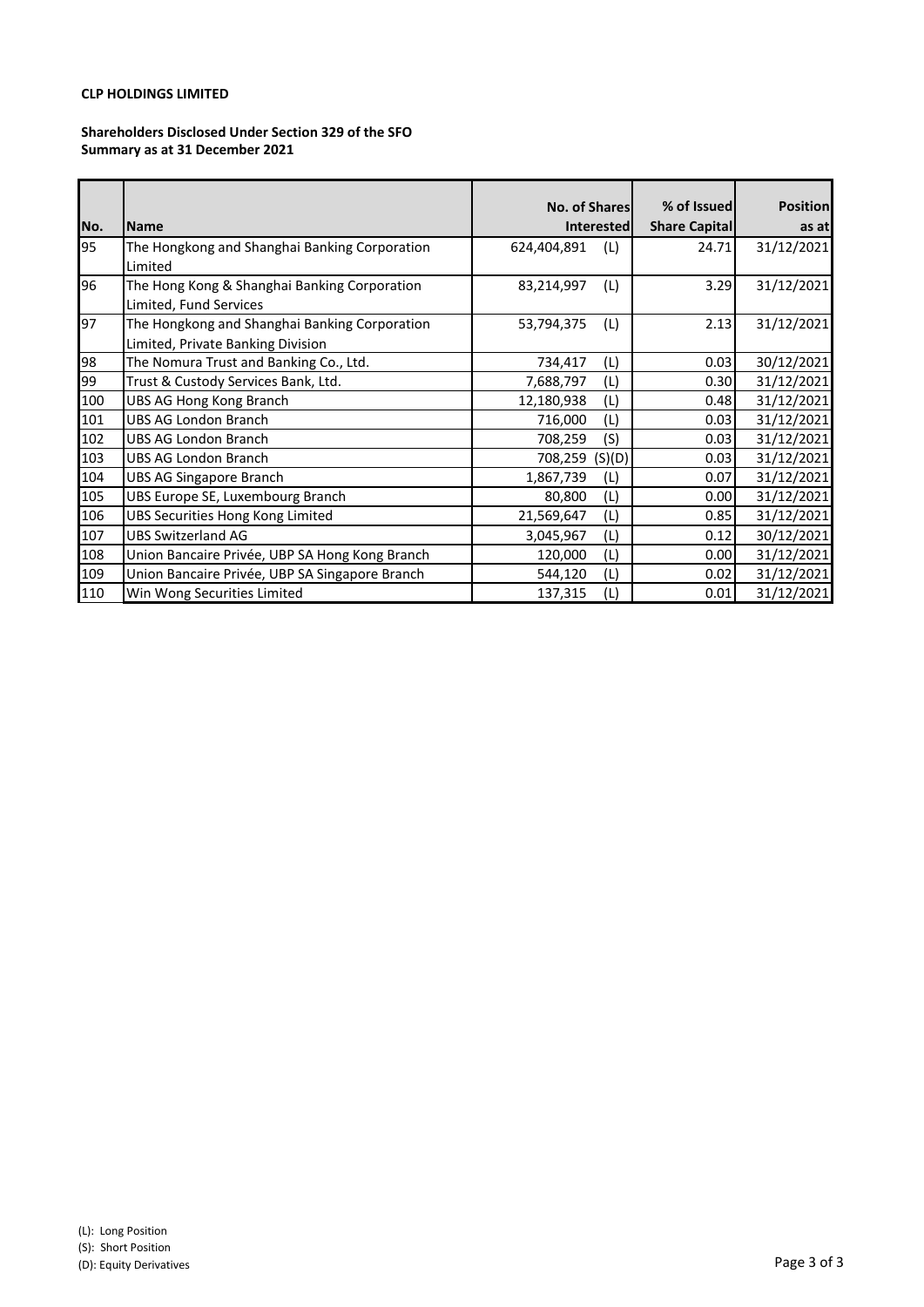**CLP HOLDINGS LIMITED**

**Shareholders Disclosed Under Section 329 of the SFO**
**Summary as at 31 December 2021**

| No. | Name | No. of Shares Interested | | % of Issued Share Capital | Position as at |
|---|---|---|---|---|---|
| 95 | The Hongkong and Shanghai Banking Corporation Limited | 624,404,891 | (L) | 24.71 | 31/12/2021 |
| 96 | The Hong Kong & Shanghai Banking Corporation Limited, Fund Services | 83,214,997 | (L) | 3.29 | 31/12/2021 |
| 97 | The Hongkong and Shanghai Banking Corporation Limited, Private Banking Division | 53,794,375 | (L) | 2.13 | 31/12/2021 |
| 98 | The Nomura Trust and Banking Co., Ltd. | 734,417 | (L) | 0.03 | 30/12/2021 |
| 99 | Trust & Custody Services Bank, Ltd. | 7,688,797 | (L) | 0.30 | 31/12/2021 |
| 100 | UBS AG Hong Kong Branch | 12,180,938 | (L) | 0.48 | 31/12/2021 |
| 101 | UBS AG London Branch | 716,000 | (L) | 0.03 | 31/12/2021 |
| 102 | UBS AG London Branch | 708,259 | (S) | 0.03 | 31/12/2021 |
| 103 | UBS AG London Branch | 708,259 | (S)(D) | 0.03 | 31/12/2021 |
| 104 | UBS AG Singapore Branch | 1,867,739 | (L) | 0.07 | 31/12/2021 |
| 105 | UBS Europe SE, Luxembourg Branch | 80,800 | (L) | 0.00 | 31/12/2021 |
| 106 | UBS Securities Hong Kong Limited | 21,569,647 | (L) | 0.85 | 31/12/2021 |
| 107 | UBS Switzerland AG | 3,045,967 | (L) | 0.12 | 30/12/2021 |
| 108 | Union Bancaire Privée, UBP SA Hong Kong Branch | 120,000 | (L) | 0.00 | 31/12/2021 |
| 109 | Union Bancaire Privée, UBP SA Singapore Branch | 544,120 | (L) | 0.02 | 31/12/2021 |
| 110 | Win Wong Securities Limited | 137,315 | (L) | 0.01 | 31/12/2021 |

(L): Long Position
(S): Short Position
(D): Equity Derivatives